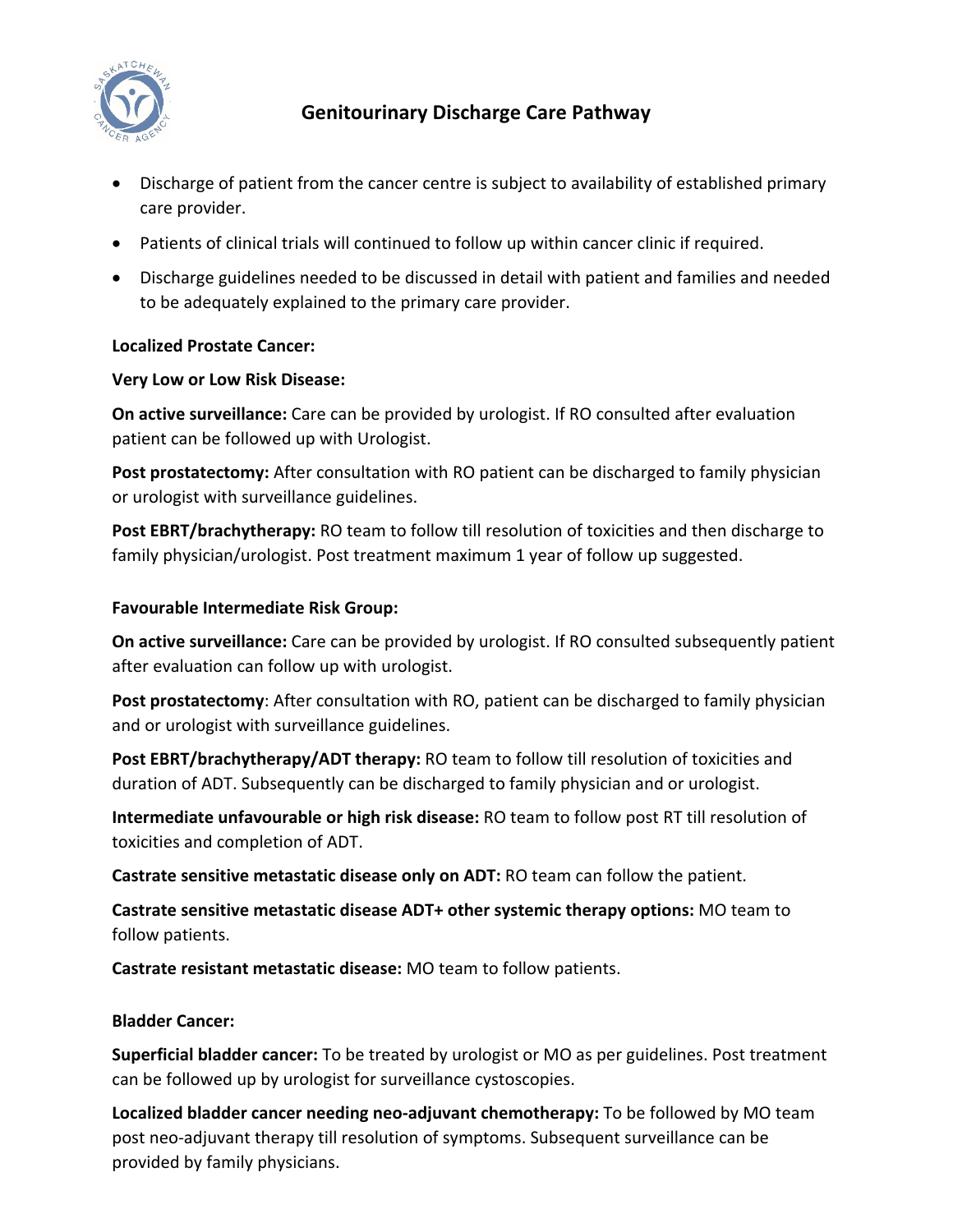# Genitourinary Discharge Care Pathway

- Discharge of patient from the cancer centre is subject to availability of established primary care provider.
- Patients of clinical trials will continued to follow up within cancer clinic if required.
- Discharge guidelines needed to be discussed in detail with patient and families and needed to be adequately explained to the primary care provider.

**Localized Prostate Cancer:**

**Very Low or Low Risk Disease:**

**On active surveillance:** Care can be provided by urologist. If RO consulted after evaluation patient can be followed up with Urologist.

**Post prostatectomy:** After consultation with RO patient can be discharged to family physician or urologist with surveillance guidelines.

**Post EBRT/brachytherapy:** RO team to follow till resolution of toxicities and then discharge to family physician/urologist. Post treatment maximum 1 year of follow up suggested.

**Favourable Intermediate Risk Group:**

**On active surveillance:** Care can be provided by urologist. If RO consulted subsequently patient after evaluation can follow up with urologist.

**Post prostatectomy**: After consultation with RO, patient can be discharged to family physician and or urologist with surveillance guidelines.

**Post EBRT/brachytherapy/ADT therapy:** RO team to follow till resolution of toxicities and duration of ADT. Subsequently can be discharged to family physician and or urologist.

**Intermediate unfavourable or high risk disease:** RO team to follow post RT till resolution of toxicities and completion of ADT.

**Castrate sensitive metastatic disease only on ADT:** RO team can follow the patient.

**Castrate sensitive metastatic disease ADT+ other systemic therapy options:** MO team to follow patients.

**Castrate resistant metastatic disease:** MO team to follow patients.

**Bladder Cancer:**

**Superficial bladder cancer:** To be treated by urologist or MO as per guidelines. Post treatment can be followed up by urologist for surveillance cystoscopies.

**Localized bladder cancer needing neo-adjuvant chemotherapy:** To be followed by MO team post neo-adjuvant therapy till resolution of symptoms. Subsequent surveillance can be provided by family physicians.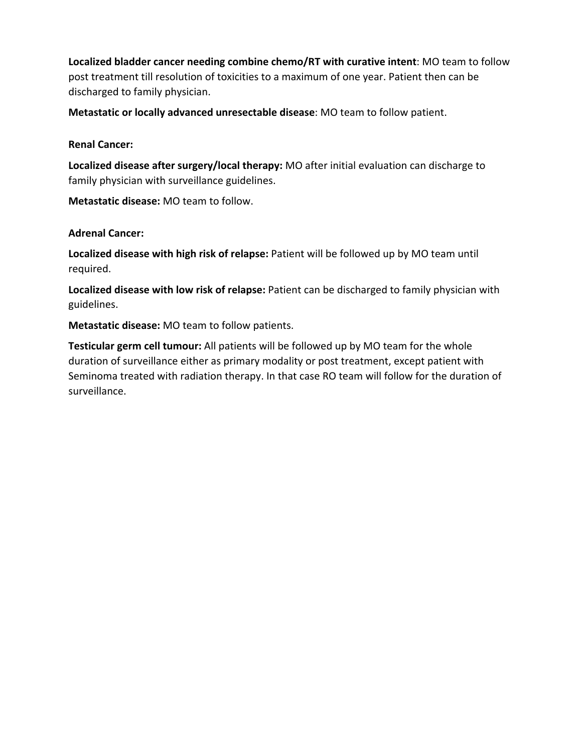**Localized bladder cancer needing combine chemo/RT with curative intent**: MO team to follow post treatment till resolution of toxicities to a maximum of one year. Patient then can be discharged to family physician.

**Metastatic or locally advanced unresectable disease**: MO team to follow patient.

**Renal Cancer:**

**Localized disease after surgery/local therapy:** MO after initial evaluation can discharge to family physician with surveillance guidelines.

**Metastatic disease:** MO team to follow.

**Adrenal Cancer:**

**Localized disease with high risk of relapse:** Patient will be followed up by MO team until required.

**Localized disease with low risk of relapse:** Patient can be discharged to family physician with guidelines.

**Metastatic disease:** MO team to follow patients.

**Testicular germ cell tumour:** All patients will be followed up by MO team for the whole duration of surveillance either as primary modality or post treatment, except patient with Seminoma treated with radiation therapy. In that case RO team will follow for the duration of surveillance.